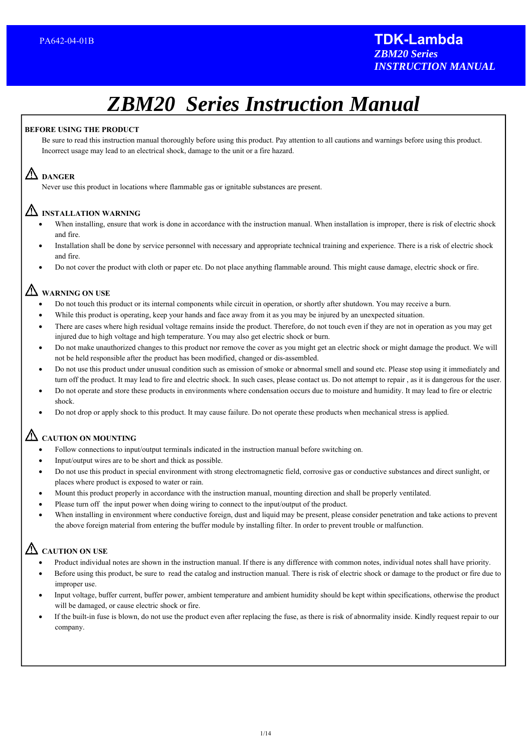# ZBM20 Series Instruction Manual

**BEFORE USING THE PRODUCT**

Be sure to read this instruction manual thoroughly before using this product. Pay attention to all cautions and warnings before using this product. Incorrect usage may lead to an electrical shock, damage to the unit or a fire hazard.

### ⚠ DANGER

Never use this product in locations where flammable gas or ignitable substances are present.

### ⚠ INSTALLATION WARNING

- When installing, ensure that work is done in accordance with the instruction manual. When installation is improper, there is risk of electric shock and fire.
- Installation shall be done by service personnel with necessary and appropriate technical training and experience. There is a risk of electric shock and fire.
- Do not cover the product with cloth or paper etc. Do not place anything flammable around. This might cause damage, electric shock or fire.

### ⚠ WARNING ON USE

- Do not touch this product or its internal components while circuit in operation, or shortly after shutdown. You may receive a burn.
- While this product is operating, keep your hands and face away from it as you may be injured by an unexpected situation.
- There are cases where high residual voltage remains inside the product. Therefore, do not touch even if they are not in operation as you may get injured due to high voltage and high temperature. You may also get electric shock or burn.
- Do not make unauthorized changes to this product nor remove the cover as you might get an electric shock or might damage the product. We will not be held responsible after the product has been modified, changed or dis-assembled.
- Do not use this product under unusual condition such as emission of smoke or abnormal smell and sound etc. Please stop using it immediately and turn off the product. It may lead to fire and electric shock. In such cases, please contact us. Do not attempt to repair , as it is dangerous for the user.
- Do not operate and store these products in environments where condensation occurs due to moisture and humidity. It may lead to fire or electric shock.
- Do not drop or apply shock to this product. It may cause failure. Do not operate these products when mechanical stress is applied.

### ⚠ CAUTION ON MOUNTING

- Follow connections to input/output terminals indicated in the instruction manual before switching on.
- Input/output wires are to be short and thick as possible.
- Do not use this product in special environment with strong electromagnetic field, corrosive gas or conductive substances and direct sunlight, or places where product is exposed to water or rain.
- Mount this product properly in accordance with the instruction manual, mounting direction and shall be properly ventilated.
- Please turn off the input power when doing wiring to connect to the input/output of the product.
- When installing in environment where conductive foreign, dust and liquid may be present, please consider penetration and take actions to prevent the above foreign material from entering the buffer module by installing filter. In order to prevent trouble or malfunction.

### ⚠ CAUTION ON USE

- Product individual notes are shown in the instruction manual. If there is any difference with common notes, individual notes shall have priority.
- Before using this product, be sure to read the catalog and instruction manual. There is risk of electric shock or damage to the product or fire due to improper use.
- Input voltage, buffer current, buffer power, ambient temperature and ambient humidity should be kept within specifications, otherwise the product will be damaged, or cause electric shock or fire.
- If the built-in fuse is blown, do not use the product even after replacing the fuse, as there is risk of abnormality inside. Kindly request repair to our company.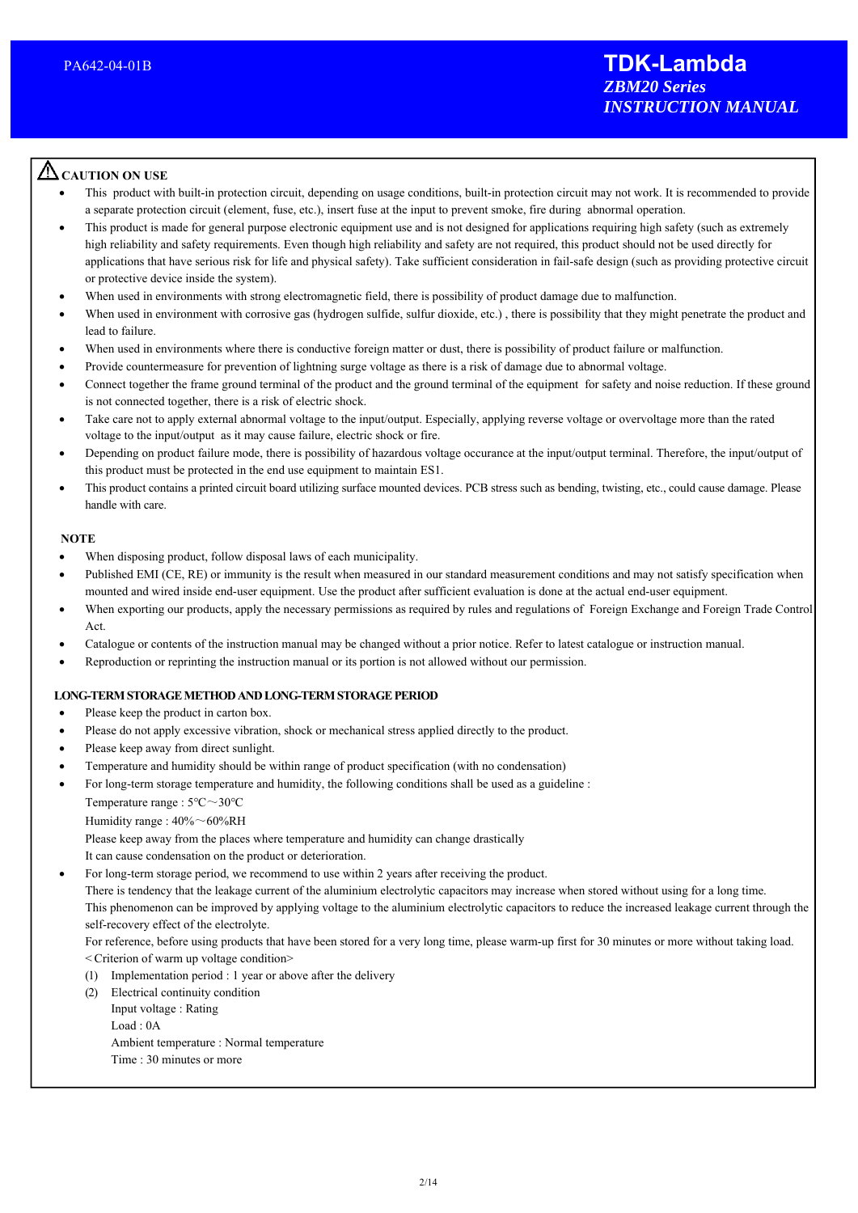## ⚠ CAUTION ON USE

- This product with built-in protection circuit, depending on usage conditions, built-in protection circuit may not work. It is recommended to provide a separate protection circuit (element, fuse, etc.), insert fuse at the input to prevent smoke, fire during abnormal operation.
- This product is made for general purpose electronic equipment use and is not designed for applications requiring high safety (such as extremely high reliability and safety requirements. Even though high reliability and safety are not required, this product should not be used directly for applications that have serious risk for life and physical safety). Take sufficient consideration in fail-safe design (such as providing protective circuit or protective device inside the system).
- When used in environments with strong electromagnetic field, there is possibility of product damage due to malfunction.
- When used in environment with corrosive gas (hydrogen sulfide, sulfur dioxide, etc.) , there is possibility that they might penetrate the product and lead to failure.
- When used in environments where there is conductive foreign matter or dust, there is possibility of product failure or malfunction.
- Provide countermeasure for prevention of lightning surge voltage as there is a risk of damage due to abnormal voltage.
- Connect together the frame ground terminal of the product and the ground terminal of the equipment for safety and noise reduction. If these ground is not connected together, there is a risk of electric shock.
- Take care not to apply external abnormal voltage to the input/output. Especially, applying reverse voltage or overvoltage more than the rated voltage to the input/output as it may cause failure, electric shock or fire.
- Depending on product failure mode, there is possibility of hazardous voltage occurance at the input/output terminal. Therefore, the input/output of this product must be protected in the end use equipment to maintain ES1.
- This product contains a printed circuit board utilizing surface mounted devices. PCB stress such as bending, twisting, etc., could cause damage. Please handle with care.

## NOTE

- When disposing product, follow disposal laws of each municipality.
- Published EMI (CE, RE) or immunity is the result when measured in our standard measurement conditions and may not satisfy specification when mounted and wired inside end-user equipment. Use the product after sufficient evaluation is done at the actual end-user equipment.
- When exporting our products, apply the necessary permissions as required by rules and regulations of Foreign Exchange and Foreign Trade Control Act.
- Catalogue or contents of the instruction manual may be changed without a prior notice. Refer to latest catalogue or instruction manual.
- Reproduction or reprinting the instruction manual or its portion is not allowed without our permission.

## LONG-TERM STORAGE METHOD AND LONG-TERM STORAGE PERIOD

- Please keep the product in carton box.
- Please do not apply excessive vibration, shock or mechanical stress applied directly to the product.
- Please keep away from direct sunlight.
- Temperature and humidity should be within range of product specification (with no condensation)
- For long-term storage temperature and humidity, the following conditions shall be used as a guideline :

  Temperature range : 5°C～30°C

  Humidity range : 40%～60%RH

  Please keep away from the places where temperature and humidity can change drastically

  It can cause condensation on the product or deterioration.
- For long-term storage period, we recommend to use within 2 years after receiving the product.

  There is tendency that the leakage current of the aluminium electrolytic capacitors may increase when stored without using for a long time.

  This phenomenon can be improved by applying voltage to the aluminium electrolytic capacitors to reduce the increased leakage current through the self-recovery effect of the electrolyte.

  For reference, before using products that have been stored for a very long time, please warm-up first for 30 minutes or more without taking load.

  <Criterion of warm up voltage condition>

  (1) Implementation period : 1 year or above after the delivery

  (2) Electrical continuity condition

  Input voltage : Rating

  Load : 0A

  Ambient temperature : Normal temperature

  Time : 30 minutes or more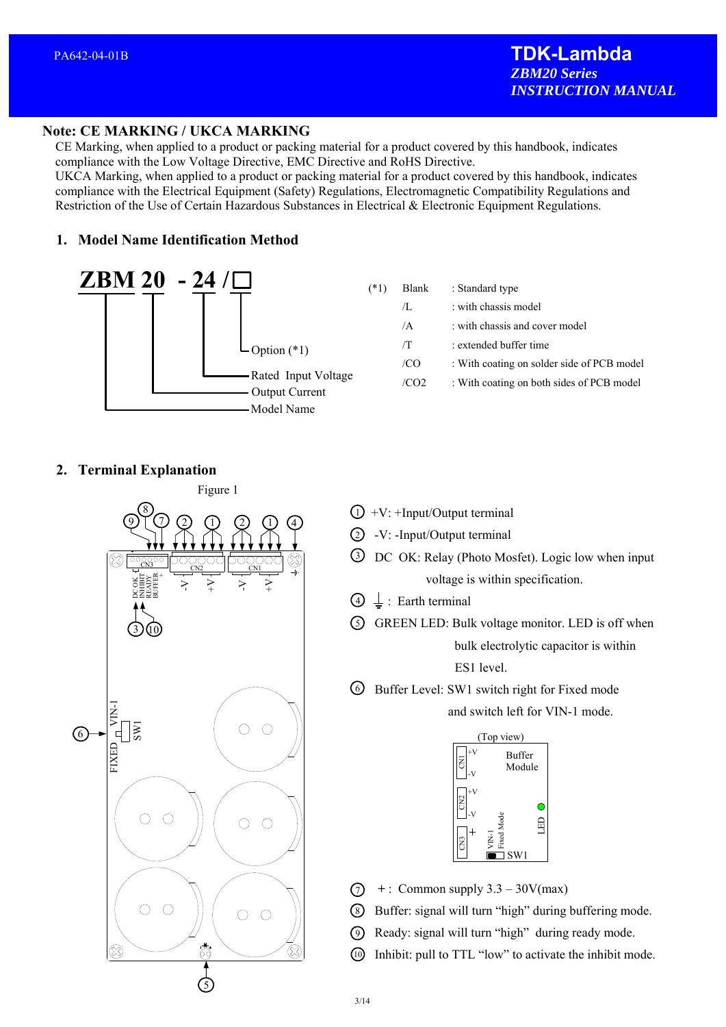## Note: CE MARKING / UKCA MARKING

CE Marking, when applied to a product or packing material for a product covered by this handbook, indicates compliance with the Low Voltage Directive, EMC Directive and RoHS Directive.
UKCA Marking, when applied to a product or packing material for a product covered by this handbook, indicates compliance with the Electrical Equipment (Safety) Regulations, Electromagnetic Compatibility Regulations and Restriction of the Use of Certain Hazardous Substances in Electrical & Electronic Equipment Regulations.

## 1. Model Name Identification Method

**ZBM 20 - 24 /□**

- ZBM: Model Name
- 20: Output Current
- 24: Rated Input Voltage
- □: Option (*1)

| (*1) | | |
|---|---|---|
| Blank | : Standard type | |
| /L | : with chassis model | |
| /A | : with chassis and cover model | |
| /T | : extended buffer time | |
| /CO | : With coating on solder side of PCB model | |
| /CO2 | : With coating on both sides of PCB model | |

## 2. Terminal Explanation

Figure 1

① +V: +Input/Output terminal

② -V: -Input/Output terminal

③ DC OK: Relay (Photo Mosfet). Logic low when input voltage is within specification.

④ ⏚ : Earth terminal

⑤ GREEN LED: Bulk voltage monitor. LED is off when bulk electrolytic capacitor is within ES1 level.

⑥ Buffer Level: SW1 switch right for Fixed mode and switch left for VIN-1 mode.

(Top view)

⑦ + : Common supply 3.3 – 30V(max)

⑧ Buffer: signal will turn "high" during buffering mode.

⑨ Ready: signal will turn "high" during ready mode.

⑩ Inhibit: pull to TTL "low" to activate the inhibit mode.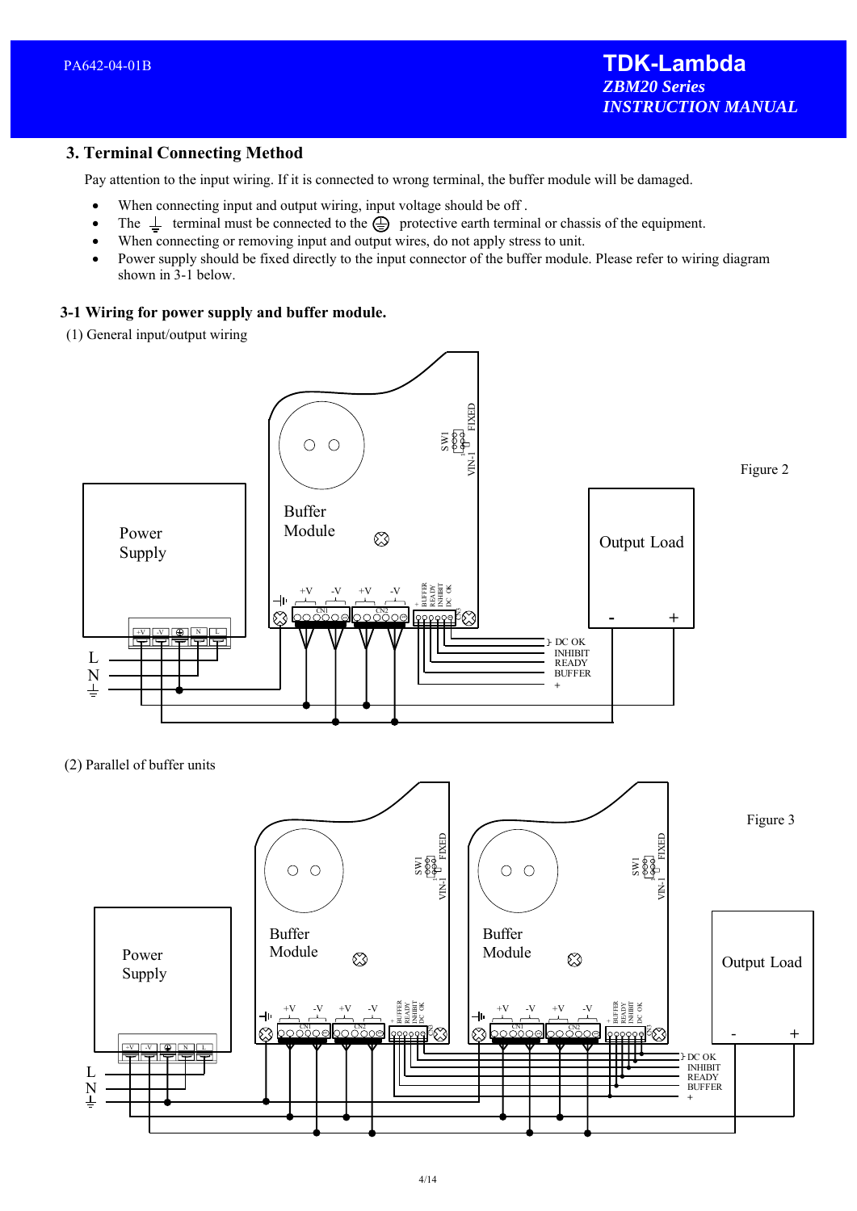## 3. Terminal Connecting Method

Pay attention to the input wiring. If it is connected to wrong terminal, the buffer module will be damaged.

- When connecting input and output wiring, input voltage should be off .
- The ⏚ terminal must be connected to the ⊜ protective earth terminal or chassis of the equipment.
- When connecting or removing input and output wires, do not apply stress to unit.
- Power supply should be fixed directly to the input connector of the buffer module. Please refer to wiring diagram shown in 3-1 below.

### 3-1 Wiring for power supply and buffer module.

(1) General input/output wiring

Figure 2

(2) Parallel of buffer units

Figure 3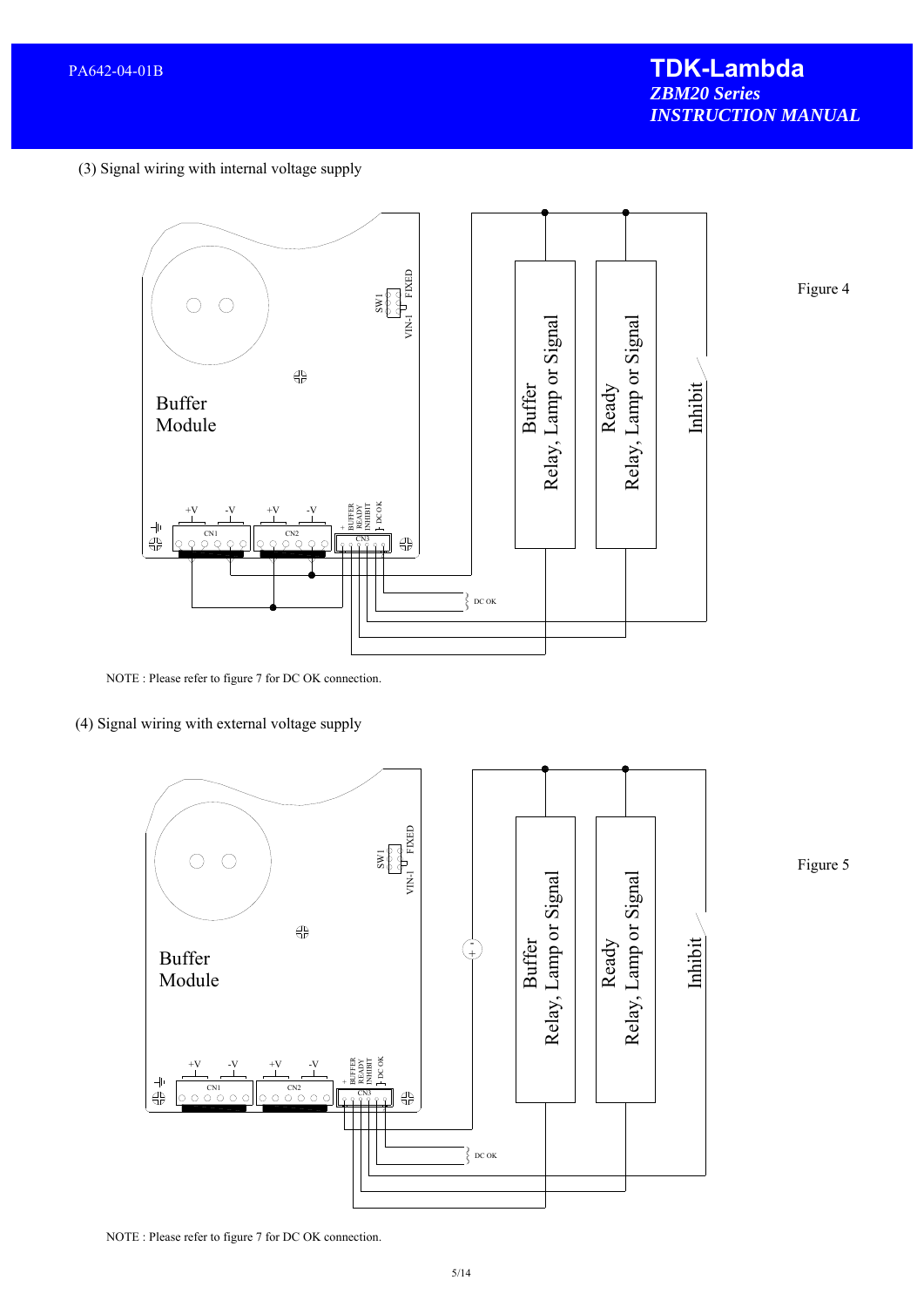(3) Signal wiring with internal voltage supply

Figure 4

NOTE : Please refer to figure 7 for DC OK connection.

(4) Signal wiring with external voltage supply

Figure 5

NOTE : Please refer to figure 7 for DC OK connection.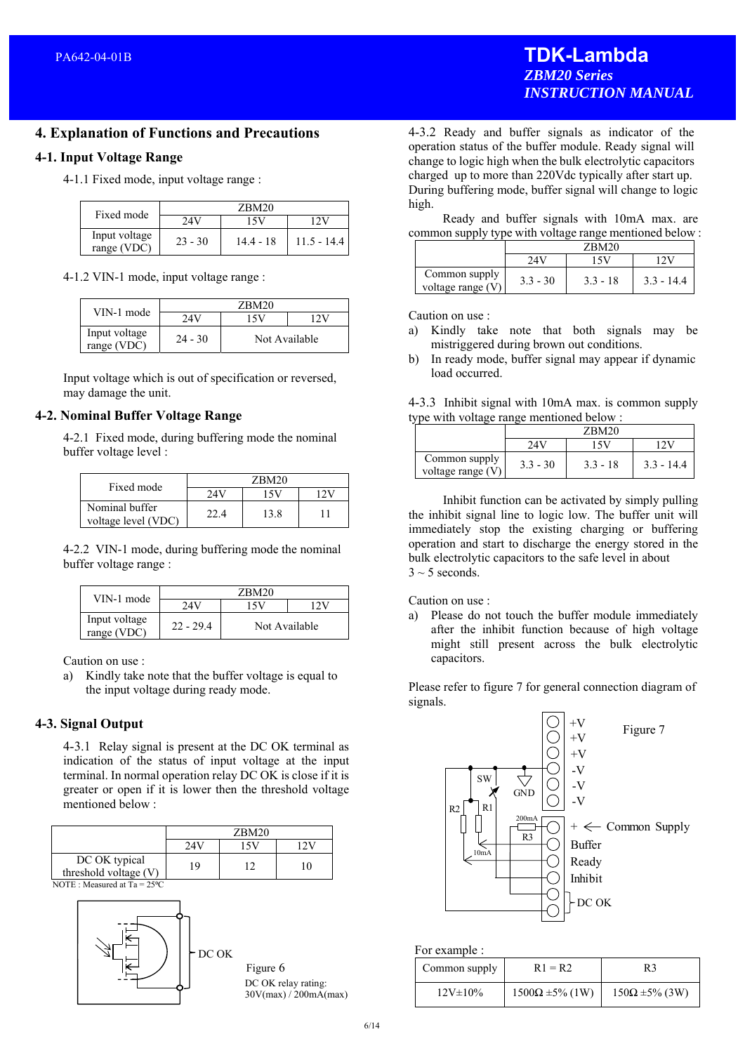## 4. Explanation of Functions and Precautions

### 4-1. Input Voltage Range

4-1.1 Fixed mode, input voltage range :

| Fixed mode | ZBM20 | | |
|---|---|---|---|
| | 24V | 15V | 12V |
| Input voltage range (VDC) | 23 - 30 | 14.4 - 18 | 11.5 - 14.4 |

4-1.2 VIN-1 mode, input voltage range :

| VIN-1 mode | ZBM20 | | |
|---|---|---|---|
| | 24V | 15V | 12V |
| Input voltage range (VDC) | 24 - 30 | Not Available | |

Input voltage which is out of specification or reversed, may damage the unit.

### 4-2. Nominal Buffer Voltage Range

4-2.1 Fixed mode, during buffering mode the nominal buffer voltage level :

| Fixed mode | ZBM20 | | |
|---|---|---|---|
| | 24V | 15V | 12V |
| Nominal buffer voltage level (VDC) | 22.4 | 13.8 | 11 |

4-2.2 VIN-1 mode, during buffering mode the nominal buffer voltage range :

| VIN-1 mode | ZBM20 | | |
|---|---|---|---|
| | 24V | 15V | 12V |
| Input voltage range (VDC) | 22 - 29.4 | Not Available | |

Caution on use :

a) Kindly take note that the buffer voltage is equal to the input voltage during ready mode.

### 4-3. Signal Output

4-3.1 Relay signal is present at the DC OK terminal as indication of the status of input voltage at the input terminal. In normal operation relay DC OK is close if it is greater or open if it is lower then the threshold voltage mentioned below :

| | ZBM20 | | |
|---|---|---|---|
| | 24V | 15V | 12V |
| DC OK typical threshold voltage (V) | 19 | 12 | 10 |

NOTE : Measured at Ta = 25ºC

DC OK

Figure 6

DC OK relay rating:
30V(max) / 200mA(max)

4-3.2 Ready and buffer signals as indicator of the operation status of the buffer module. Ready signal will change to logic high when the bulk electrolytic capacitors charged up to more than 220Vdc typically after start up. During buffering mode, buffer signal will change to logic high.

Ready and buffer signals with 10mA max. are common supply type with voltage range mentioned below :

| | ZBM20 | | |
|---|---|---|---|
| | 24V | 15V | 12V |
| Common supply voltage range (V) | 3.3 - 30 | 3.3 - 18 | 3.3 - 14.4 |

Caution on use :

a) Kindly take note that both signals may be mistriggered during brown out conditions.
b) In ready mode, buffer signal may appear if dynamic load occurred.

4-3.3 Inhibit signal with 10mA max. is common supply type with voltage range mentioned below :

| | ZBM20 | | |
|---|---|---|---|
| | 24V | 15V | 12V |
| Common supply voltage range (V) | 3.3 - 30 | 3.3 - 18 | 3.3 - 14.4 |

Inhibit function can be activated by simply pulling the inhibit signal line to logic low. The buffer unit will immediately stop the existing charging or buffering operation and start to discharge the energy stored in the bulk electrolytic capacitors to the safe level in about 3 ~ 5 seconds.

Caution on use :

a) Please do not touch the buffer module immediately after the inhibit function because of high voltage might still present across the bulk electrolytic capacitors.

Please refer to figure 7 for general connection diagram of signals.

+V, +V, +V, -V, -V, -V, SW, GND, R2, R1, 200mA, R3, 10mA, + ← Common Supply, Buffer, Ready, Inhibit, DC OK

Figure 7

For example :

| Common supply | R1 = R2 | R3 |
|---|---|---|
| 12V±10% | 1500Ω ±5% (1W) | 150Ω ±5% (3W) |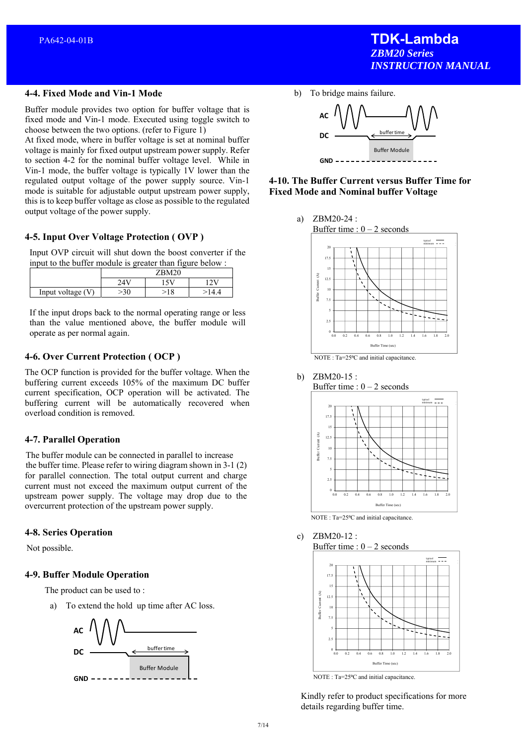## 4-4. Fixed Mode and Vin-1 Mode

Buffer module provides two option for buffer voltage that is fixed mode and Vin-1 mode. Executed using toggle switch to choose between the two options. (refer to Figure 1)

At fixed mode, where in buffer voltage is set at nominal buffer voltage is mainly for fixed output upstream power supply. Refer to section 4-2 for the nominal buffer voltage level. While in Vin-1 mode, the buffer voltage is typically 1V lower than the regulated output voltage of the power supply source. Vin-1 mode is suitable for adjustable output upstream power supply, this is to keep buffer voltage as close as possible to the regulated output voltage of the power supply.

## 4-5. Input Over Voltage Protection ( OVP )

Input OVP circuit will shut down the boost converter if the input to the buffer module is greater than figure below :

| | ZBM20 | | |
|---|---|---|---|
| | 24V | 15V | 12V |
| Input voltage (V) | >30 | >18 | >14.4 |

If the input drops back to the normal operating range or less than the value mentioned above, the buffer module will operate as per normal again.

## 4-6. Over Current Protection ( OCP )

The OCP function is provided for the buffer voltage. When the buffering current exceeds 105% of the maximum DC buffer current specification, OCP operation will be automatically activated. The buffering current will be automatically recovered when overload condition is removed.

## 4-7. Parallel Operation

The buffer module can be connected in parallel to increase the buffer time. Please refer to wiring diagram shown in 3-1 (2) for parallel connection. The total output current and charge current must not exceed the maximum output current of the upstream power supply. The voltage may drop due to the overcurrent protection of the upstream power supply.

## 4-8. Series Operation

Not possible.

## 4-9. Buffer Module Operation

The product can be used to :

a) To extend the hold up time after AC loss.

AC
DC
buffer time
Buffer Module
GND

b) To bridge mains failure.

AC
DC
buffer time
Buffer Module
GND

## 4-10. The Buffer Current versus Buffer Time for Fixed Mode and Nominal buffer Voltage

a) ZBM20-24 :
Buffer time : 0 – 2 seconds

NOTE : Ta=25ºC and initial capacitance.

b) ZBM20-15 :
Buffer time : 0 – 2 seconds

NOTE : Ta=25ºC and initial capacitance.

c) ZBM20-12 :
Buffer time : 0 – 2 seconds

NOTE : Ta=25ºC and initial capacitance.

Kindly refer to product specifications for more details regarding buffer time.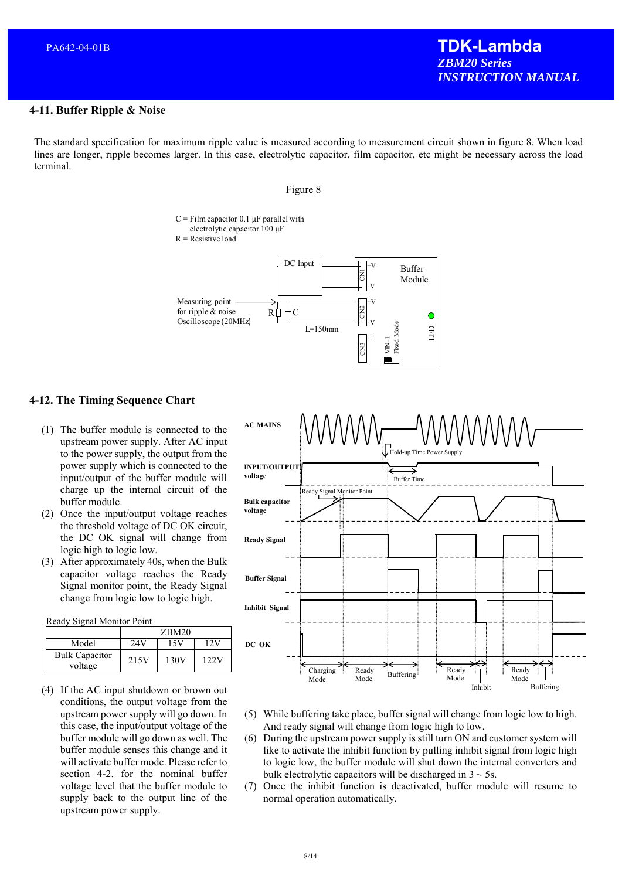## 4-11. Buffer Ripple & Noise

The standard specification for maximum ripple value is measured according to measurement circuit shown in figure 8. When load lines are longer, ripple becomes larger. In this case, electrolytic capacitor, film capacitor, etc might be necessary across the load terminal.

Figure 8

C = Film capacitor 0.1 µF parallel with electrolytic capacitor 100 µF
R = Resistive load

Measuring point for ripple & noise Oscilloscope (20MHz)

## 4-12. The Timing Sequence Chart

(1) The buffer module is connected to the upstream power supply. After AC input to the power supply, the output from the power supply which is connected to the input/output of the buffer module will charge up the internal circuit of the buffer module.

(2) Once the input/output voltage reaches the threshold voltage of DC OK circuit, the DC OK signal will change from logic high to logic low.

(3) After approximately 40s, when the Bulk capacitor voltage reaches the Ready Signal monitor point, the Ready Signal change from logic low to logic high.

Ready Signal Monitor Point

| Model | ZBM20 | | |
|---|---|---|---|
| | 24V | 15V | 12V |
| Bulk Capacitor voltage | 215V | 130V | 122V |

(4) If the AC input shutdown or brown out conditions, the output voltage from the upstream power supply will go down. In this case, the input/output voltage of the buffer module will go down as well. The buffer module senses this change and it will activate buffer mode. Please refer to section 4-2. for the nominal buffer voltage level that the buffer module to supply back to the output line of the upstream power supply.

(5) While buffering take place, buffer signal will change from logic low to high. And ready signal will change from logic high to low.

(6) During the upstream power supply is still turn ON and customer system will like to activate the inhibit function by pulling inhibit signal from logic high to logic low, the buffer module will shut down the internal converters and bulk electrolytic capacitors will be discharged in 3 ~ 5s.

(7) Once the inhibit function is deactivated, buffer module will resume to normal operation automatically.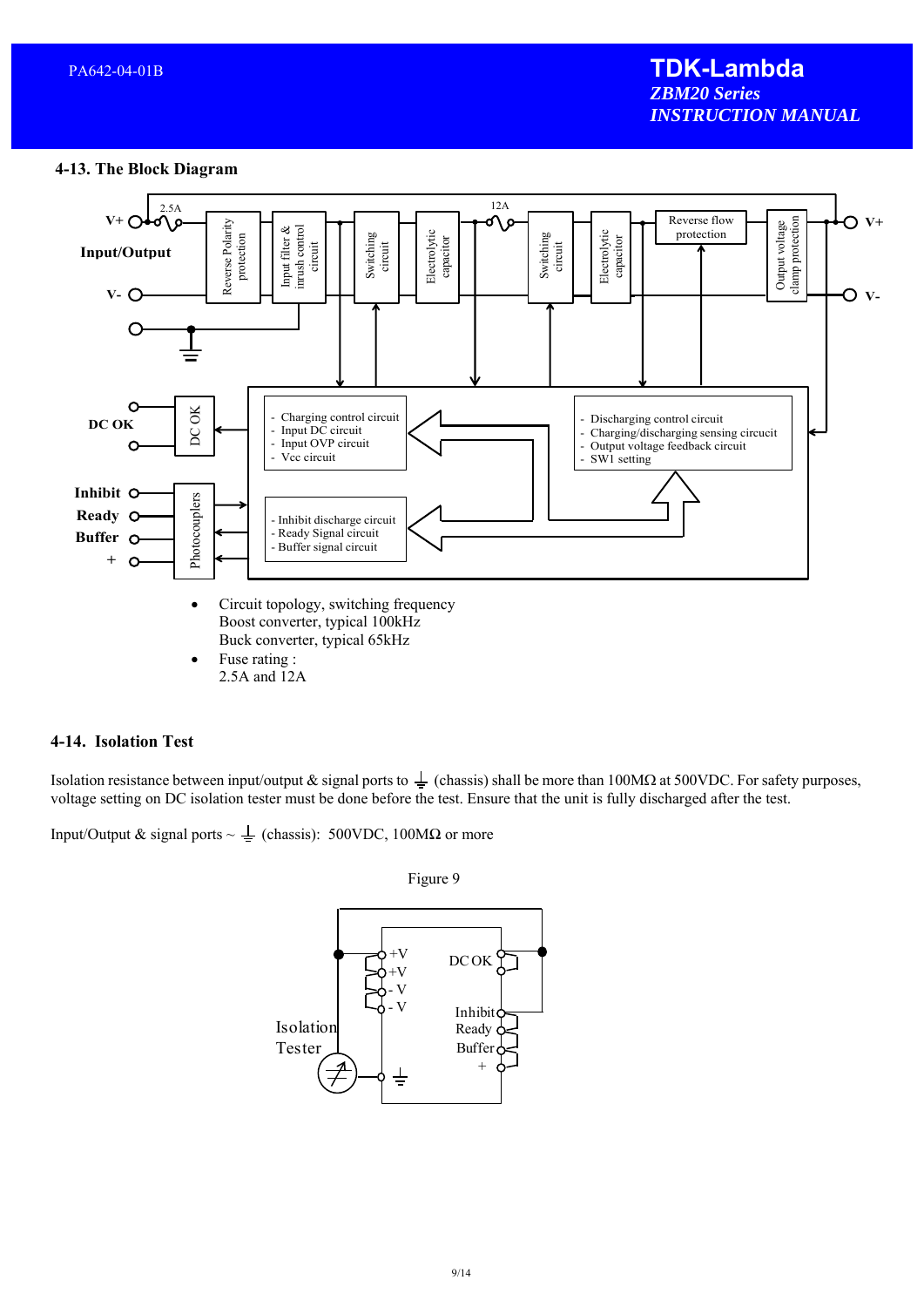## 4-13. The Block Diagram

- Circuit topology, switching frequency
  Boost converter, typical 100kHz
  Buck converter, typical 65kHz
- Fuse rating :
  2.5A and 12A

## 4-14. Isolation Test

Isolation resistance between input/output & signal ports to ⏚ (chassis) shall be more than 100MΩ at 500VDC. For safety purposes, voltage setting on DC isolation tester must be done before the test. Ensure that the unit is fully discharged after the test.

Input/Output & signal ports ~ ⏚ (chassis): 500VDC, 100MΩ or more

Figure 9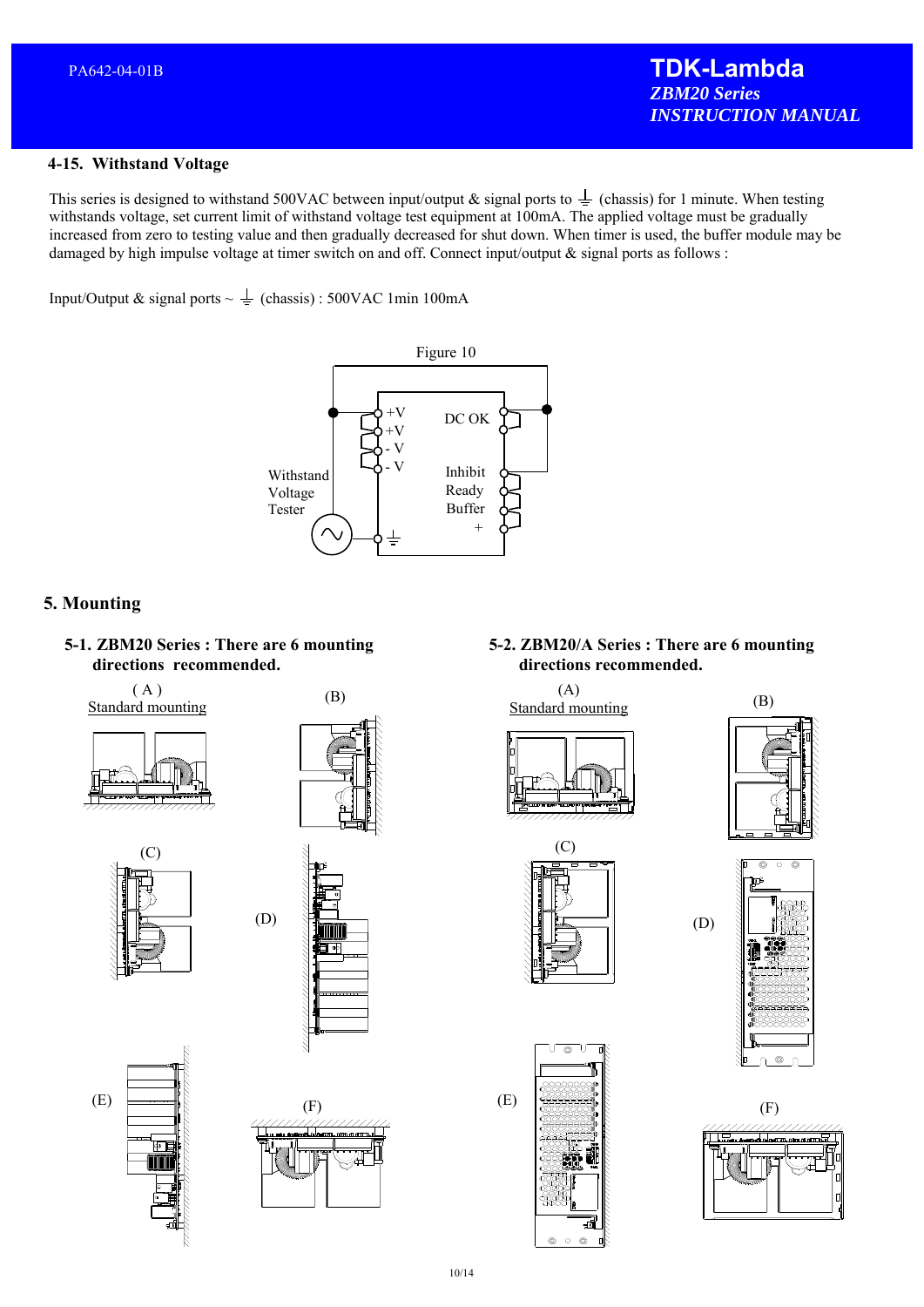## 4-15. Withstand Voltage

This series is designed to withstand 500VAC between input/output & signal ports to ⏚ (chassis) for 1 minute. When testing withstands voltage, set current limit of withstand voltage test equipment at 100mA. The applied voltage must be gradually increased from zero to testing value and then gradually decreased for shut down. When timer is used, the buffer module may be damaged by high impulse voltage at timer switch on and off. Connect input/output & signal ports as follows :

Input/Output & signal ports ~ ⏚ (chassis) : 500VAC 1min 100mA

Figure 10

# 5. Mounting

### 5-1. ZBM20 Series : There are 6 mounting directions recommended.

(A) Standard mounting

(B)

(C)

(D)

(E)

(F)

### 5-2. ZBM20/A Series : There are 6 mounting directions recommended.

(A) Standard mounting

(B)

(C)

(D)

(E)

(F)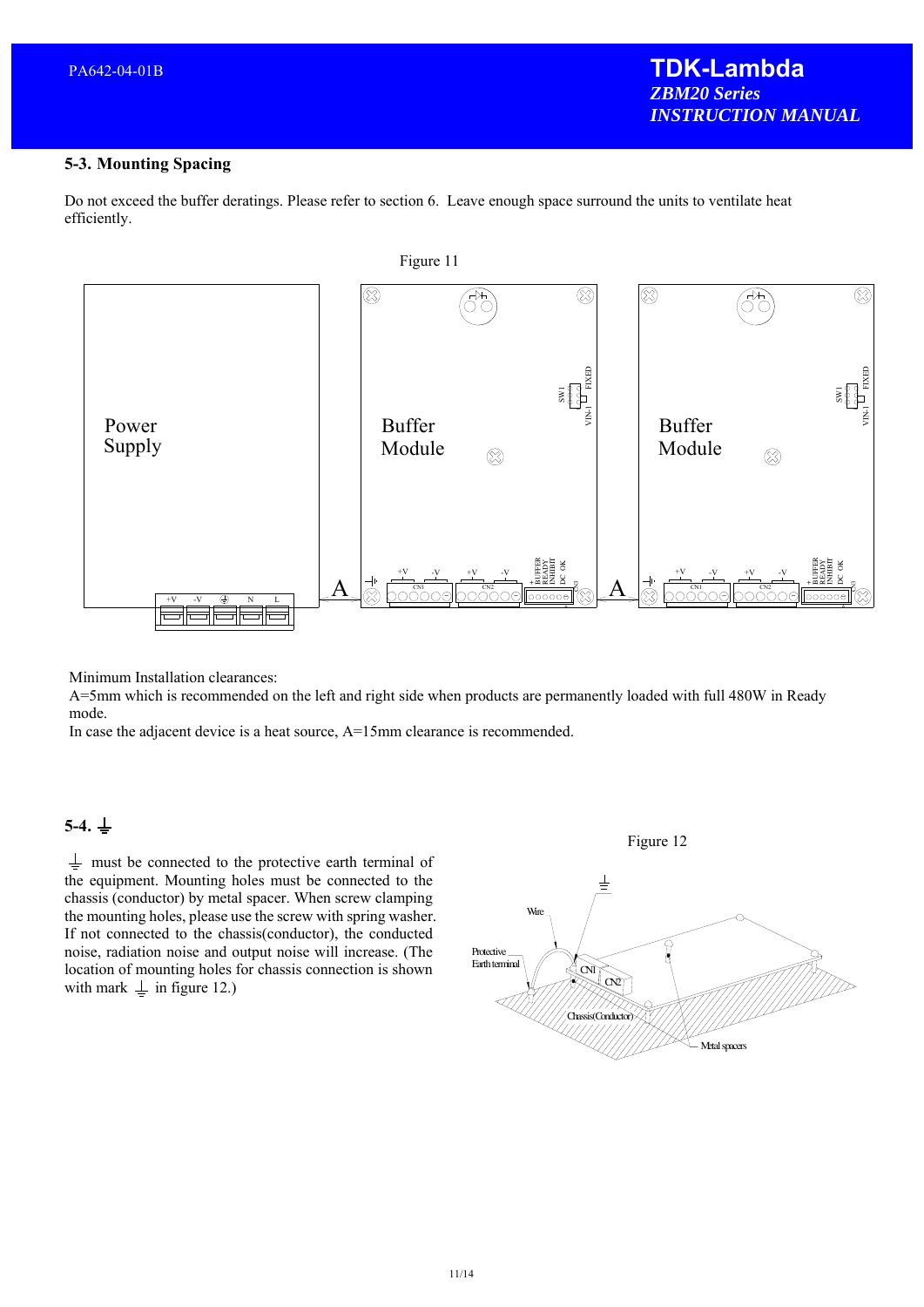## 5-3. Mounting Spacing

Do not exceed the buffer deratings. Please refer to section 6. Leave enough space surround the units to ventilate heat efficiently.

Figure 11

Minimum Installation clearances:
A=5mm which is recommended on the left and right side when products are permanently loaded with full 480W in Ready mode.
In case the adjacent device is a heat source, A=15mm clearance is recommended.

## 5-4. ⏚

⏚ must be connected to the protective earth terminal of the equipment. Mounting holes must be connected to the chassis (conductor) by metal spacer. When screw clamping the mounting holes, please use the screw with spring washer. If not connected to the chassis(conductor), the conducted noise, radiation noise and output noise will increase. (The location of mounting holes for chassis connection is shown with mark ⏚ in figure 12.)

Figure 12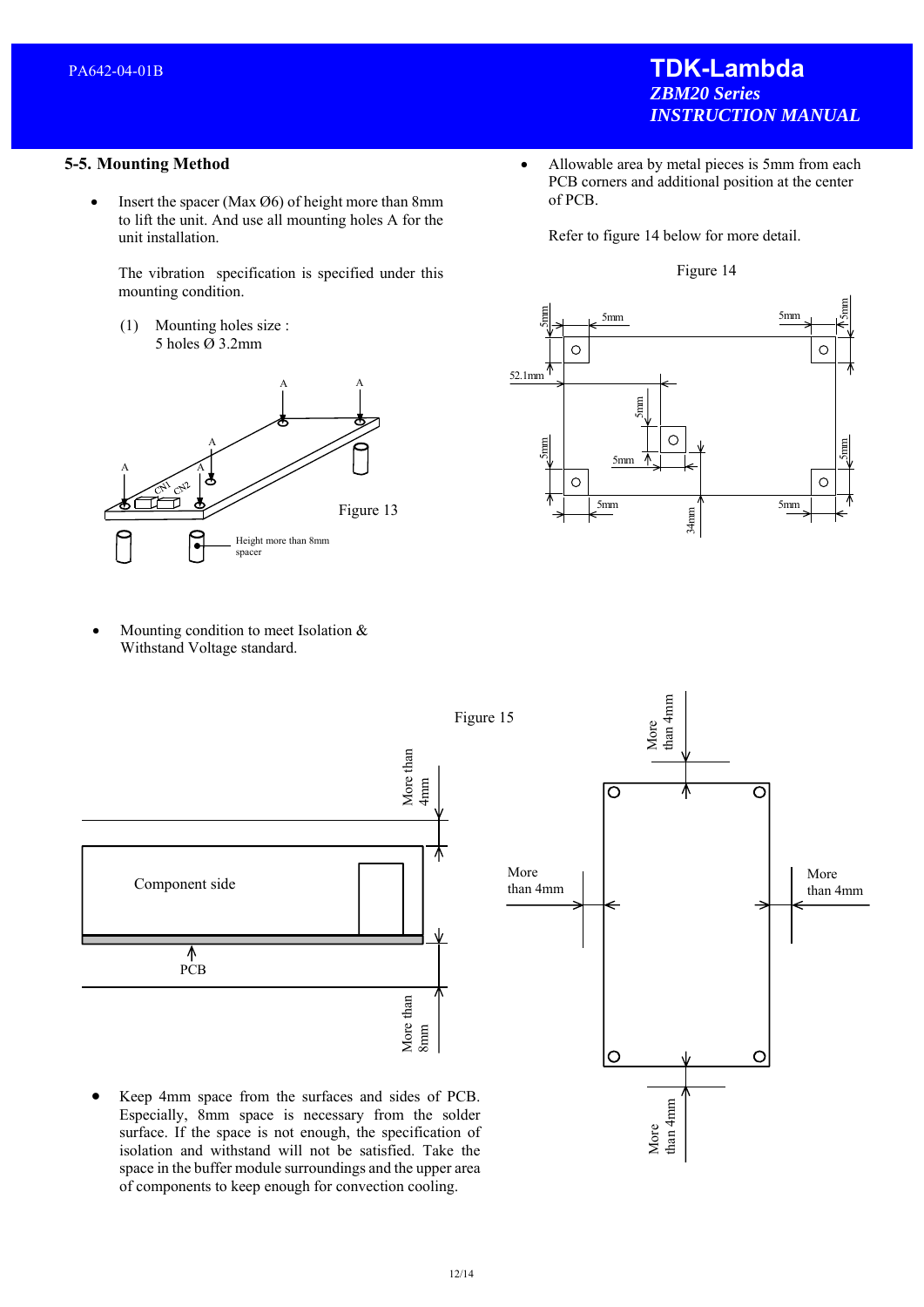## 5-5. Mounting Method

- Insert the spacer (Max Ø6) of height more than 8mm to lift the unit. And use all mounting holes A for the unit installation.

  The vibration specification is specified under this mounting condition.

  (1) Mounting holes size :
  5 holes Ø 3.2mm

Figure 13

- Allowable area by metal pieces is 5mm from each PCB corners and additional position at the center of PCB.

  Refer to figure 14 below for more detail.

Figure 14

- Mounting condition to meet Isolation & Withstand Voltage standard.

Figure 15

- Keep 4mm space from the surfaces and sides of PCB. Especially, 8mm space is necessary from the solder surface. If the space is not enough, the specification of isolation and withstand will not be satisfied. Take the space in the buffer module surroundings and the upper area of components to keep enough for convection cooling.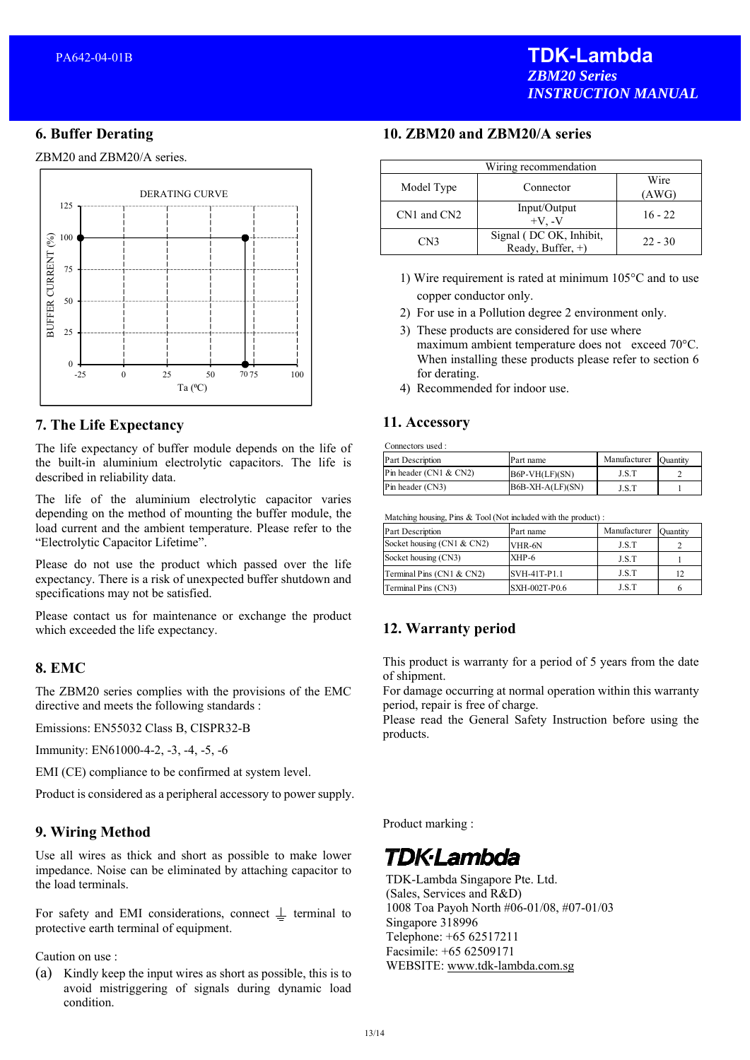## 6. Buffer Derating

ZBM20 and ZBM20/A series.

DERATING CURVE

BUFFER CURRENT (%)

Ta (ºC)

## 7. The Life Expectancy

The life expectancy of buffer module depends on the life of the built-in aluminium electrolytic capacitors. The life is described in reliability data.

The life of the aluminium electrolytic capacitor varies depending on the method of mounting the buffer module, the load current and the ambient temperature. Please refer to the "Electrolytic Capacitor Lifetime".

Please do not use the product which passed over the life expectancy. There is a risk of unexpected buffer shutdown and specifications may not be satisfied.

Please contact us for maintenance or exchange the product which exceeded the life expectancy.

## 8. EMC

The ZBM20 series complies with the provisions of the EMC directive and meets the following standards :

Emissions: EN55032 Class B, CISPR32-B

Immunity: EN61000-4-2, -3, -4, -5, -6

EMI (CE) compliance to be confirmed at system level.

Product is considered as a peripheral accessory to power supply.

## 9. Wiring Method

Use all wires as thick and short as possible to make lower impedance. Noise can be eliminated by attaching capacitor to the load terminals.

For safety and EMI considerations, connect ⏚ terminal to protective earth terminal of equipment.

Caution on use :

(a) Kindly keep the input wires as short as possible, this is to avoid mistriggering of signals during dynamic load condition.

## 10. ZBM20 and ZBM20/A series

| Wiring recommendation | | |
|---|---|---|
| Model Type | Connector | Wire (AWG) |
| CN1 and CN2 | Input/Output +V, -V | 16 - 22 |
| CN3 | Signal ( DC OK, Inhibit, Ready, Buffer, +) | 22 - 30 |

1) Wire requirement is rated at minimum 105°C and to use copper conductor only.
2) For use in a Pollution degree 2 environment only.
3) These products are considered for use where maximum ambient temperature does not exceed 70°C. When installing these products please refer to section 6 for derating.
4) Recommended for indoor use.

## 11. Accessory

Connectors used :

| Part Description | Part name | Manufacturer | Quantity |
|---|---|---|---|
| Pin header (CN1 & CN2) | B6P-VH(LF)(SN) | J.S.T | 2 |
| Pin header (CN3) | B6B-XH-A(LF)(SN) | J.S.T | 1 |

Matching housing, Pins & Tool (Not included with the product) :

| Part Description | Part name | Manufacturer | Quantity |
|---|---|---|---|
| Socket housing (CN1 & CN2) | VHR-6N | J.S.T | 2 |
| Socket housing (CN3) | XHP-6 | J.S.T | 1 |
| Terminal Pins (CN1 & CN2) | SVH-41T-P1.1 | J.S.T | 12 |
| Terminal Pins (CN3) | SXH-002T-P0.6 | J.S.T | 6 |

## 12. Warranty period

This product is warranty for a period of 5 years from the date of shipment.
For damage occurring at normal operation within this warranty period, repair is free of charge.
Please read the General Safety Instruction before using the products.

Product marking :

**TDK·Lambda**

TDK-Lambda Singapore Pte. Ltd.
(Sales, Services and R&D)
1008 Toa Payoh North #06-01/08, #07-01/03
Singapore 318996
Telephone: +65 62517211
Facsimile: +65 62509171
WEBSITE: www.tdk-lambda.com.sg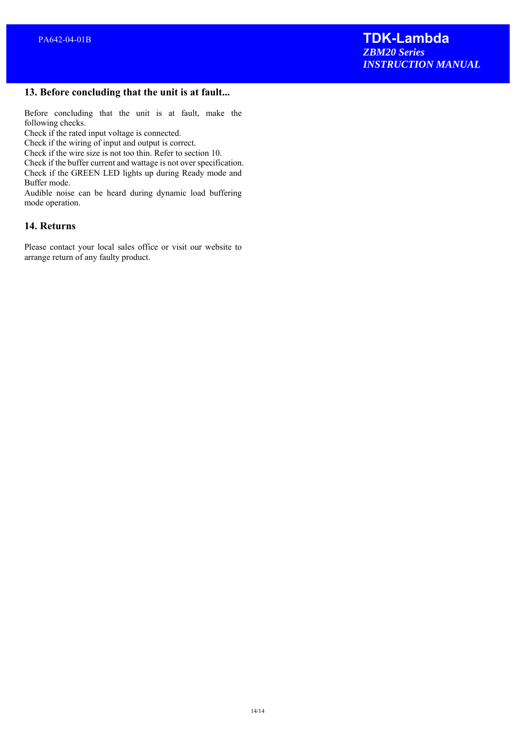## 13. Before concluding that the unit is at fault...

Before concluding that the unit is at fault, make the following checks.
Check if the rated input voltage is connected.
Check if the wiring of input and output is correct.
Check if the wire size is not too thin. Refer to section 10.
Check if the buffer current and wattage is not over specification.
Check if the GREEN LED lights up during Ready mode and Buffer mode.
Audible noise can be heard during dynamic load buffering mode operation.

## 14. Returns

Please contact your local sales office or visit our website to arrange return of any faulty product.